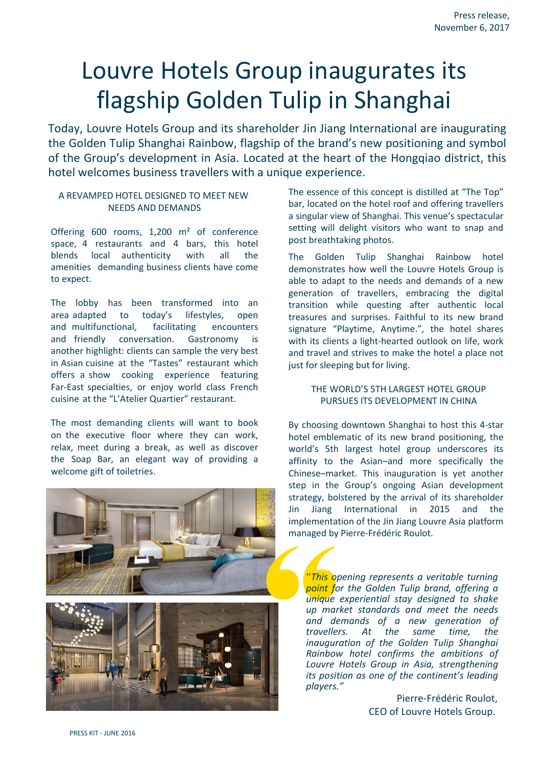Press release,
November 6, 2017

# Louvre Hotels Group inaugurates its flagship Golden Tulip in Shanghai

Today, Louvre Hotels Group and its shareholder Jin Jiang International are inaugurating the Golden Tulip Shanghai Rainbow, flagship of the brand's new positioning and symbol of the Group's development in Asia. Located at the heart of the Hongqiao district, this hotel welcomes business travellers with a unique experience.

## A REVAMPED HOTEL DESIGNED TO MEET NEW NEEDS AND DEMANDS

Offering 600 rooms, 1,200 m² of conference space, 4 restaurants and 4 bars, this hotel blends local authenticity with all the amenities demanding business clients have come to expect.

The lobby has been transformed into an area adapted to today's lifestyles, open and multifunctional, facilitating encounters and friendly conversation. Gastronomy is another highlight: clients can sample the very best in Asian cuisine at the "Tastes" restaurant which offers a show cooking experience featuring Far-East specialties, or enjoy world class French cuisine at the "L'Atelier Quartier" restaurant.

The most demanding clients will want to book on the executive floor where they can work, relax, meet during a break, as well as discover the Soap Bar, an elegant way of providing a welcome gift of toiletries.

The essence of this concept is distilled at "The Top" bar, located on the hotel roof and offering travellers a singular view of Shanghai. This venue's spectacular setting will delight visitors who want to snap and post breathtaking photos.

The Golden Tulip Shanghai Rainbow hotel demonstrates how well the Louvre Hotels Group is able to adapt to the needs and demands of a new generation of travellers, embracing the digital transition while questing after authentic local treasures and surprises. Faithful to its new brand signature "Playtime, Anytime.", the hotel shares with its clients a light-hearted outlook on life, work and travel and strives to make the hotel a place not just for sleeping but for living.

## THE WORLD'S 5TH LARGEST HOTEL GROUP PURSUES ITS DEVELOPMENT IN CHINA

By choosing downtown Shanghai to host this 4-star hotel emblematic of its new brand positioning, the world's 5th largest hotel group underscores its affinity to the Asian–and more specifically the Chinese–market. This inauguration is yet another step in the Group's ongoing Asian development strategy, bolstered by the arrival of its shareholder Jin Jiang International in 2015 and the implementation of the Jin Jiang Louvre Asia platform managed by Pierre-Frédéric Roulot.

> *"This opening represents a veritable turning point for the Golden Tulip brand, offering a unique experiential stay designed to shake up market standards and meet the needs and demands of a new generation of travellers. At the same time, the inauguration of the Golden Tulip Shanghai Rainbow hotel confirms the ambitions of Louvre Hotels Group in Asia, strengthening its position as one of the continent's leading players."*
>
> Pierre-Frédéric Roulot,
> CEO of Louvre Hotels Group.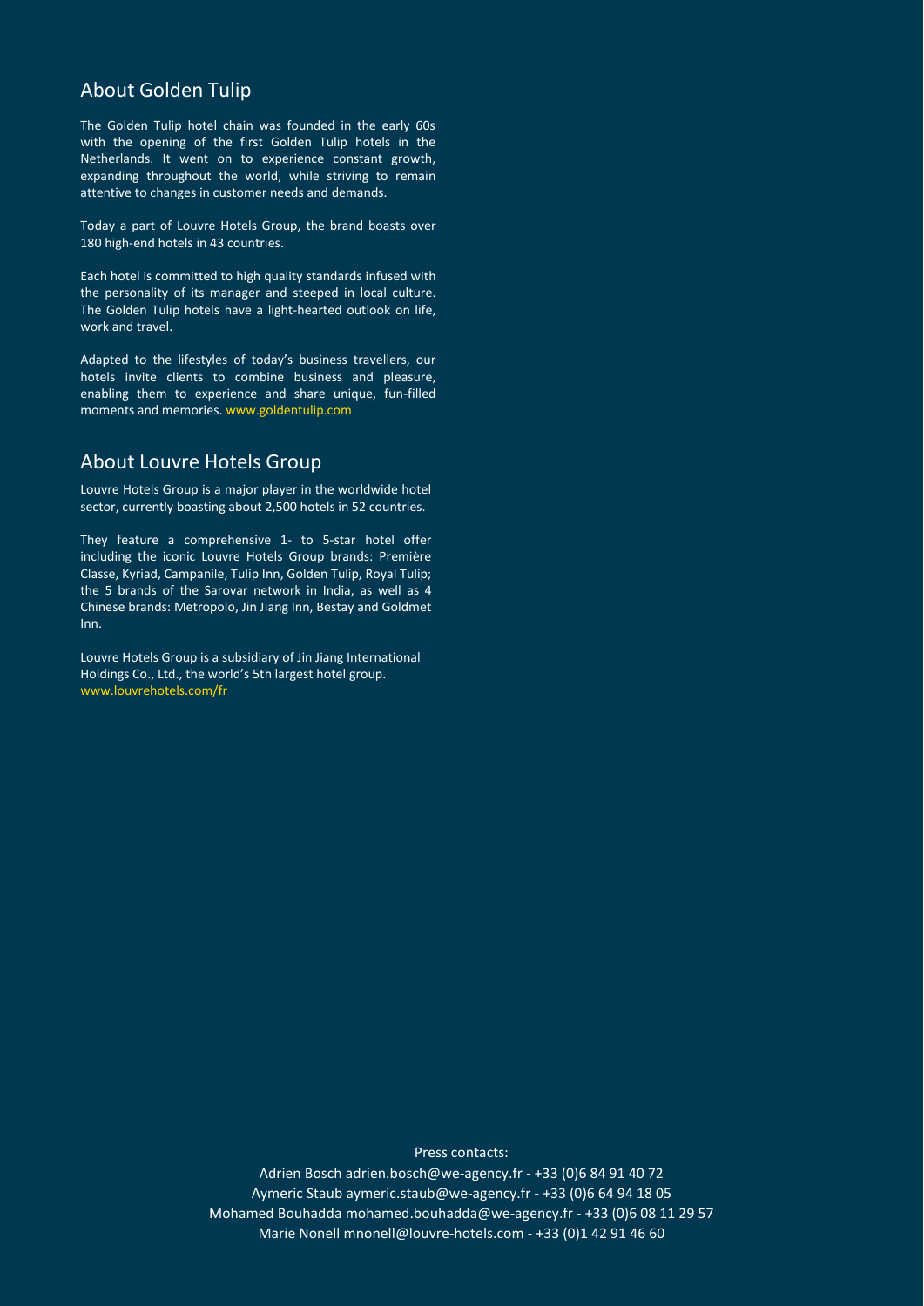## About Golden Tulip

The Golden Tulip hotel chain was founded in the early 60s with the opening of the first Golden Tulip hotels in the Netherlands. It went on to experience constant growth, expanding throughout the world, while striving to remain attentive to changes in customer needs and demands.

Today a part of Louvre Hotels Group, the brand boasts over 180 high-end hotels in 43 countries.

Each hotel is committed to high quality standards infused with the personality of its manager and steeped in local culture. The Golden Tulip hotels have a light-hearted outlook on life, work and travel.

Adapted to the lifestyles of today's business travellers, our hotels invite clients to combine business and pleasure, enabling them to experience and share unique, fun-filled moments and memories. www.goldentulip.com

## About Louvre Hotels Group

Louvre Hotels Group is a major player in the worldwide hotel sector, currently boasting about 2,500 hotels in 52 countries.

They feature a comprehensive 1- to 5-star hotel offer including the iconic Louvre Hotels Group brands: Première Classe, Kyriad, Campanile, Tulip Inn, Golden Tulip, Royal Tulip; the 5 brands of the Sarovar network in India, as well as 4 Chinese brands: Metropolo, Jin Jiang Inn, Bestay and Goldmet Inn.

Louvre Hotels Group is a subsidiary of Jin Jiang International Holdings Co., Ltd., the world's 5th largest hotel group. www.louvrehotels.com/fr

Press contacts:

Adrien Bosch adrien.bosch@we-agency.fr - +33 (0)6 84 91 40 72
Aymeric Staub aymeric.staub@we-agency.fr - +33 (0)6 64 94 18 05
Mohamed Bouhadda mohamed.bouhadda@we-agency.fr - +33 (0)6 08 11 29 57
Marie Nonell mnonell@louvre-hotels.com - +33 (0)1 42 91 46 60